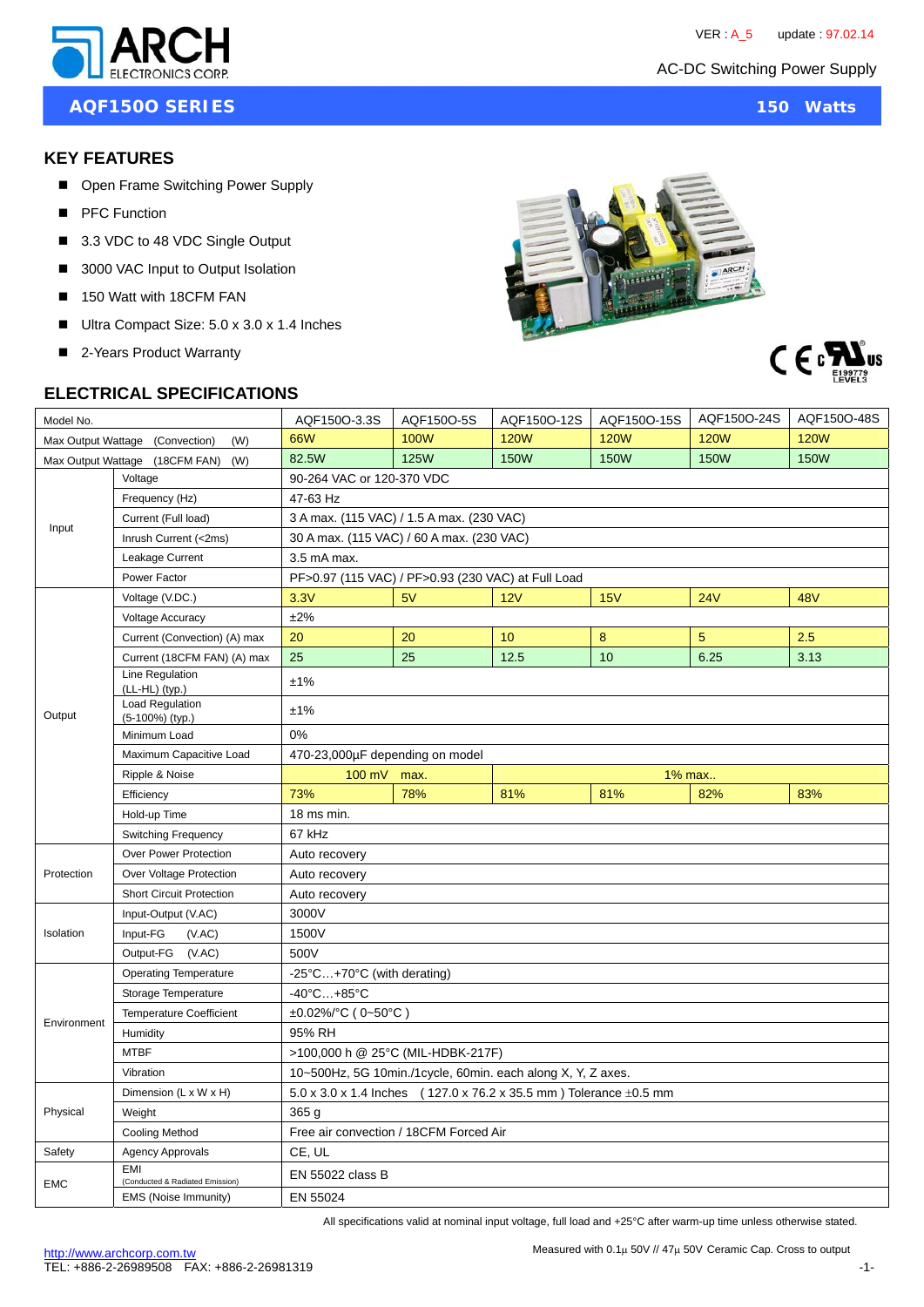ARCH ELECTRONICS CORP.

VER : A_5 update : 97.02.14

AC-DC Switching Power Supply

# AQF150O SERIES 150 Watts

## KEY FEATURES

- Open Frame Switching Power Supply
- PFC Function
- 3.3 VDC to 48 VDC Single Output
- 3000 VAC Input to Output Isolation
- 150 Watt with 18CFM FAN
- Ultra Compact Size: 5.0 x 3.0 x 1.4 Inches
- 2-Years Product Warranty

E199779 LEVEL3

## ELECTRICAL SPECIFICATIONS

| Model No. | | AQF150O-3.3S | AQF150O-5S | AQF150O-12S | AQF150O-15S | AQF150O-24S | AQF150O-48S |
|---|---|---|---|---|---|---|---|
| Max Output Wattage (Convection) (W) | | 66W | 100W | 120W | 120W | 120W | 120W |
| Max Output Wattage (18CFM FAN) (W) | | 82.5W | 125W | 150W | 150W | 150W | 150W |
| Input | Voltage | 90-264 VAC or 120-370 VDC | | | | | |
| | Frequency (Hz) | 47-63 Hz | | | | | |
| | Current (Full load) | 3 A max. (115 VAC) / 1.5 A max. (230 VAC) | | | | | |
| | Inrush Current (<2ms) | 30 A max. (115 VAC) / 60 A max. (230 VAC) | | | | | |
| | Leakage Current | 3.5 mA max. | | | | | |
| | Power Factor | PF>0.97 (115 VAC) / PF>0.93 (230 VAC) at Full Load | | | | | |
| Output | Voltage (V.DC.) | 3.3V | 5V | 12V | 15V | 24V | 48V |
| | Voltage Accuracy | ±2% | | | | | |
| | Current (Convection) (A) max | 20 | 20 | 10 | 8 | 5 | 2.5 |
| | Current (18CFM FAN) (A) max | 25 | 25 | 12.5 | 10 | 6.25 | 3.13 |
| | Line Regulation (LL-HL) (typ.) | ±1% | | | | | |
| | Load Regulation (5-100%) (typ.) | ±1% | | | | | |
| | Minimum Load | 0% | | | | | |
| | Maximum Capacitive Load | 470-23,000μF depending on model | | | | | |
| | Ripple & Noise | 100 mV max. | | 1% max.. | | | |
| | Efficiency | 73% | 78% | 81% | 81% | 82% | 83% |
| | Hold-up Time | 18 ms min. | | | | | |
| | Switching Frequency | 67 kHz | | | | | |
| Protection | Over Power Protection | Auto recovery | | | | | |
| | Over Voltage Protection | Auto recovery | | | | | |
| | Short Circuit Protection | Auto recovery | | | | | |
| Isolation | Input-Output (V.AC) | 3000V | | | | | |
| | Input-FG (V.AC) | 1500V | | | | | |
| | Output-FG (V.AC) | 500V | | | | | |
| Environment | Operating Temperature | -25°C…+70°C (with derating) | | | | | |
| | Storage Temperature | -40°C…+85°C | | | | | |
| | Temperature Coefficient | ±0.02%/°C ( 0~50°C ) | | | | | |
| | Humidity | 95% RH | | | | | |
| | MTBF | >100,000 h @ 25°C (MIL-HDBK-217F) | | | | | |
| | Vibration | 10~500Hz, 5G 10min./1cycle, 60min. each along X, Y, Z axes. | | | | | |
| Physical | Dimension (L x W x H) | 5.0 x 3.0 x 1.4 Inches ( 127.0 x 76.2 x 35.5 mm ) Tolerance ±0.5 mm | | | | | |
| | Weight | 365 g | | | | | |
| | Cooling Method | Free air convection / 18CFM Forced Air | | | | | |
| Safety | Agency Approvals | CE, UL | | | | | |
| EMC | EMI (Conducted & Radiated Emission) | EN 55022 class B | | | | | |
| | EMS (Noise Immunity) | EN 55024 | | | | | |

All specifications valid at nominal input voltage, full load and +25°C after warm-up time unless otherwise stated.

Measured with 0.1μ 50V // 47μ 50V Ceramic Cap. Cross to output

http://www.archcorp.com.tw
TEL: +886-2-26989508 FAX: +886-2-26981319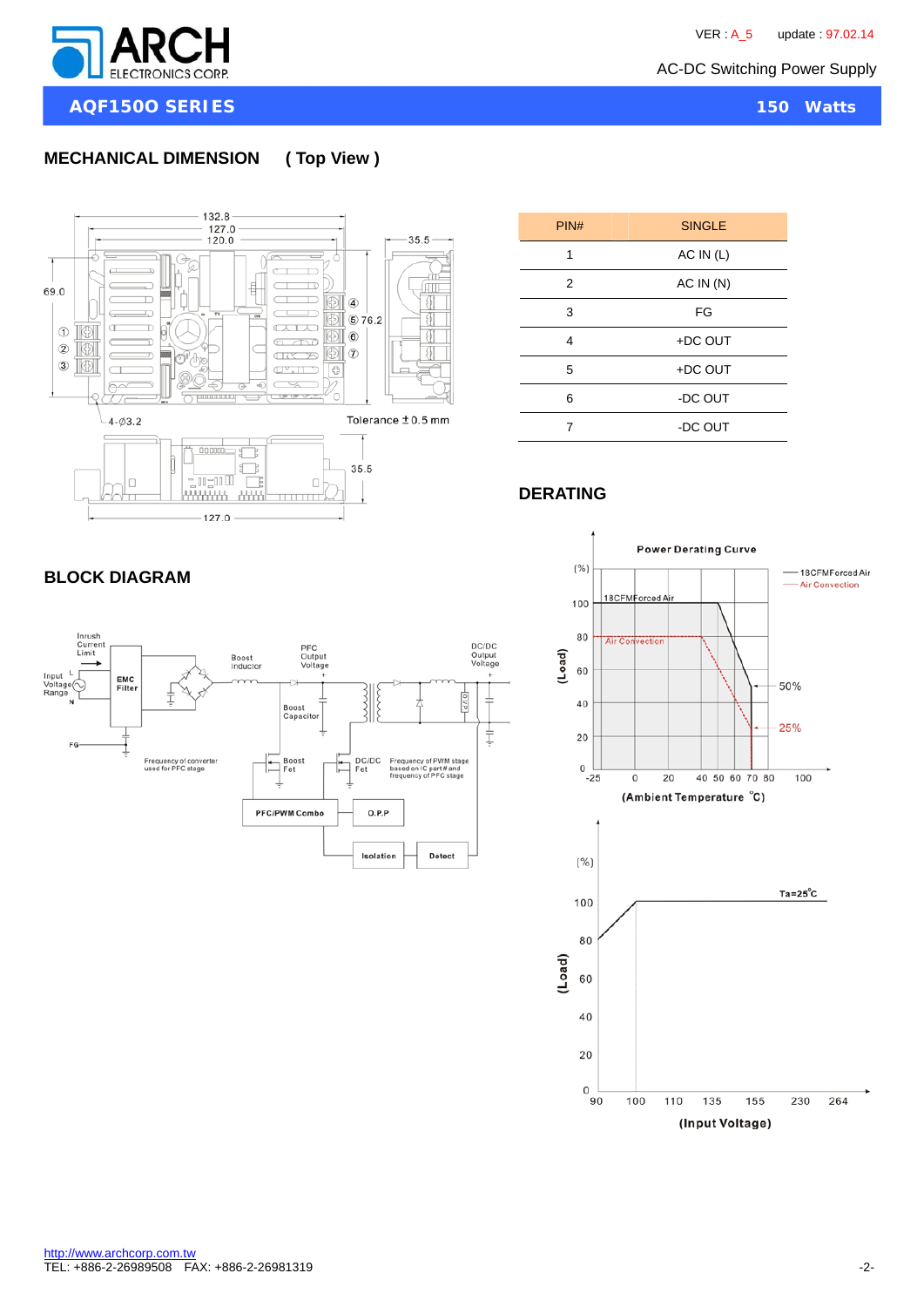# AQF150O SERIES 150 Watts

AC-DC Switching Power Supply

VER : A_5 update : 97.02.14

## MECHANICAL DIMENSION ( Top View )

132.8
127.0
120.0
35.5
69.0
76.2
4-Ø3.2
Tolerance ±0.5 mm
35.5
127.0

| PIN# | SINGLE |
|---|---|
| 1 | AC IN (L) |
| 2 | AC IN (N) |
| 3 | FG |
| 4 | +DC OUT |
| 5 | +DC OUT |
| 6 | -DC OUT |
| 7 | -DC OUT |

## BLOCK DIAGRAM

Inrush Current Limit
Input Voltage Range
L
N
FG
EMC Filter
Boost Inductor
PFC Output Voltage
Boost Capacitor
DC/DC Output Voltage
Boost Fet
DC/DC Fet
Frequency of converter used for PFC stage
Frequency of PWM stage based on IC part # and frequency of PFC stage
PFC/PWM Combo
O.P.P
Isolation
Detect

## DERATING

Power Derating Curve

18CFMForced Air
Air Convection
(%)
(Load)
100
80
60
40
20
0
-25 0 20 40 50 60 70 80 100
50%
25%
(Ambient Temperature ℃)

(%)
(Load)
Ta=25℃
100
80
60
40
20
0
90 100 110 135 155 230 264
(Input Voltage)

http://www.archcorp.com.tw
TEL: +886-2-26989508 FAX: +886-2-26981319